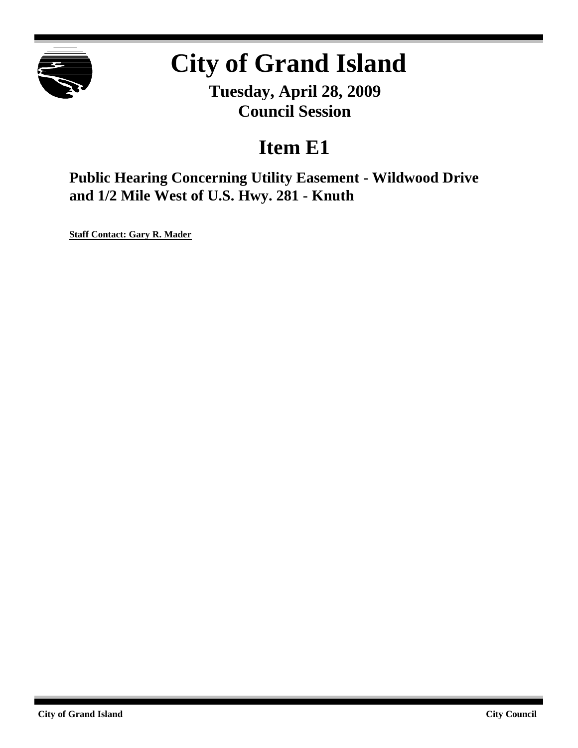# City of Grand Island

**Tuesday, April 28, 2009**
**Council Session**

## Item E1

### Public Hearing Concerning Utility Easement - Wildwood Drive and 1/2 Mile West of U.S. Hwy. 281 - Knuth

**Staff Contact: Gary R. Mader**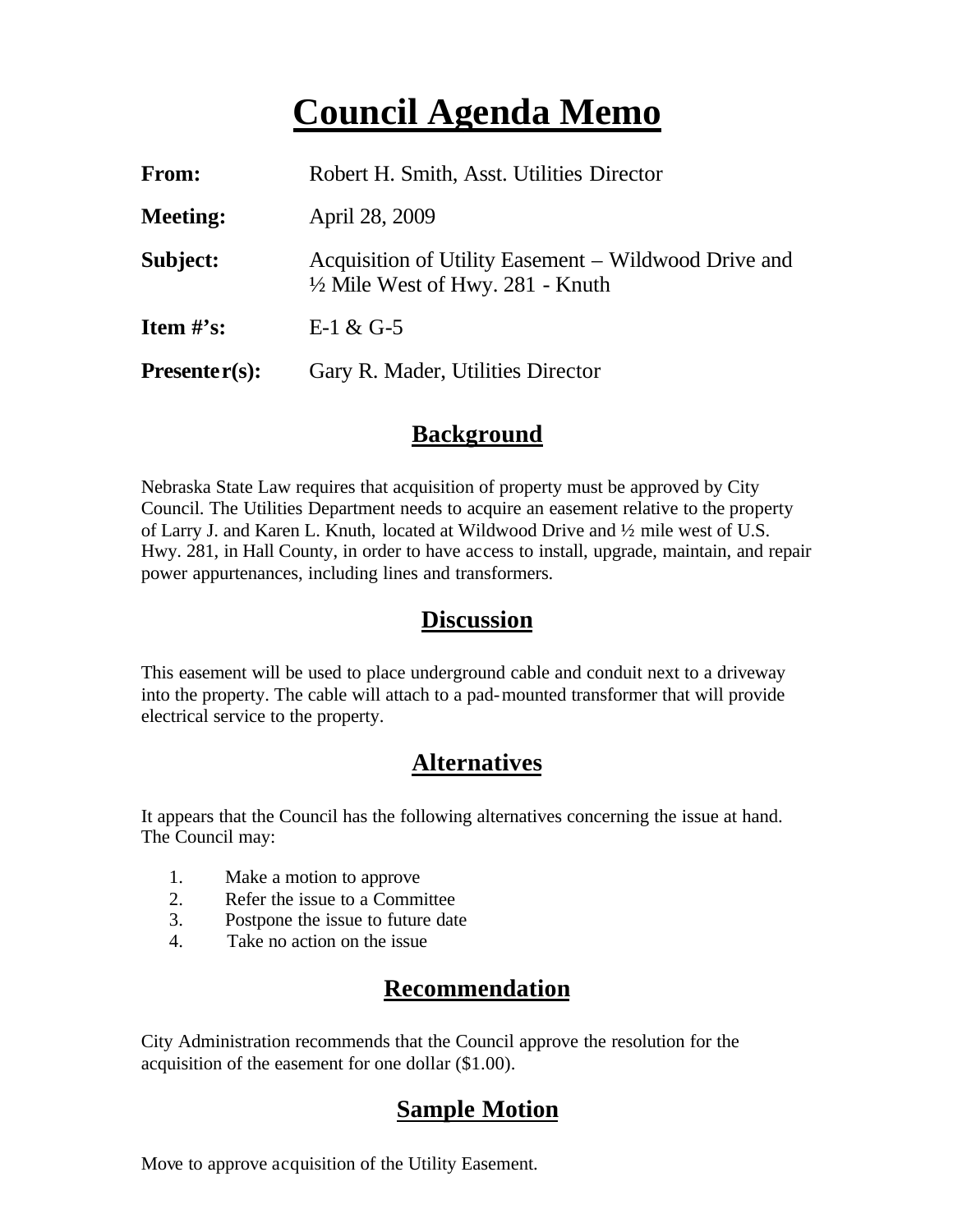# Council Agenda Memo

**From:** Robert H. Smith, Asst. Utilities Director

**Meeting:** April 28, 2009

**Subject:** Acquisition of Utility Easement – Wildwood Drive and ½ Mile West of Hwy. 281 - Knuth

**Item #'s:** E-1 & G-5

**Presenter(s):** Gary R. Mader, Utilities Director

## Background

Nebraska State Law requires that acquisition of property must be approved by City Council. The Utilities Department needs to acquire an easement relative to the property of Larry J. and Karen L. Knuth, located at Wildwood Drive and ½ mile west of U.S. Hwy. 281, in Hall County, in order to have access to install, upgrade, maintain, and repair power appurtenances, including lines and transformers.

## Discussion

This easement will be used to place underground cable and conduit next to a driveway into the property. The cable will attach to a pad-mounted transformer that will provide electrical service to the property.

## Alternatives

It appears that the Council has the following alternatives concerning the issue at hand. The Council may:

1. Make a motion to approve
2. Refer the issue to a Committee
3. Postpone the issue to future date
4. Take no action on the issue

## Recommendation

City Administration recommends that the Council approve the resolution for the acquisition of the easement for one dollar ($1.00).

## Sample Motion

Move to approve acquisition of the Utility Easement.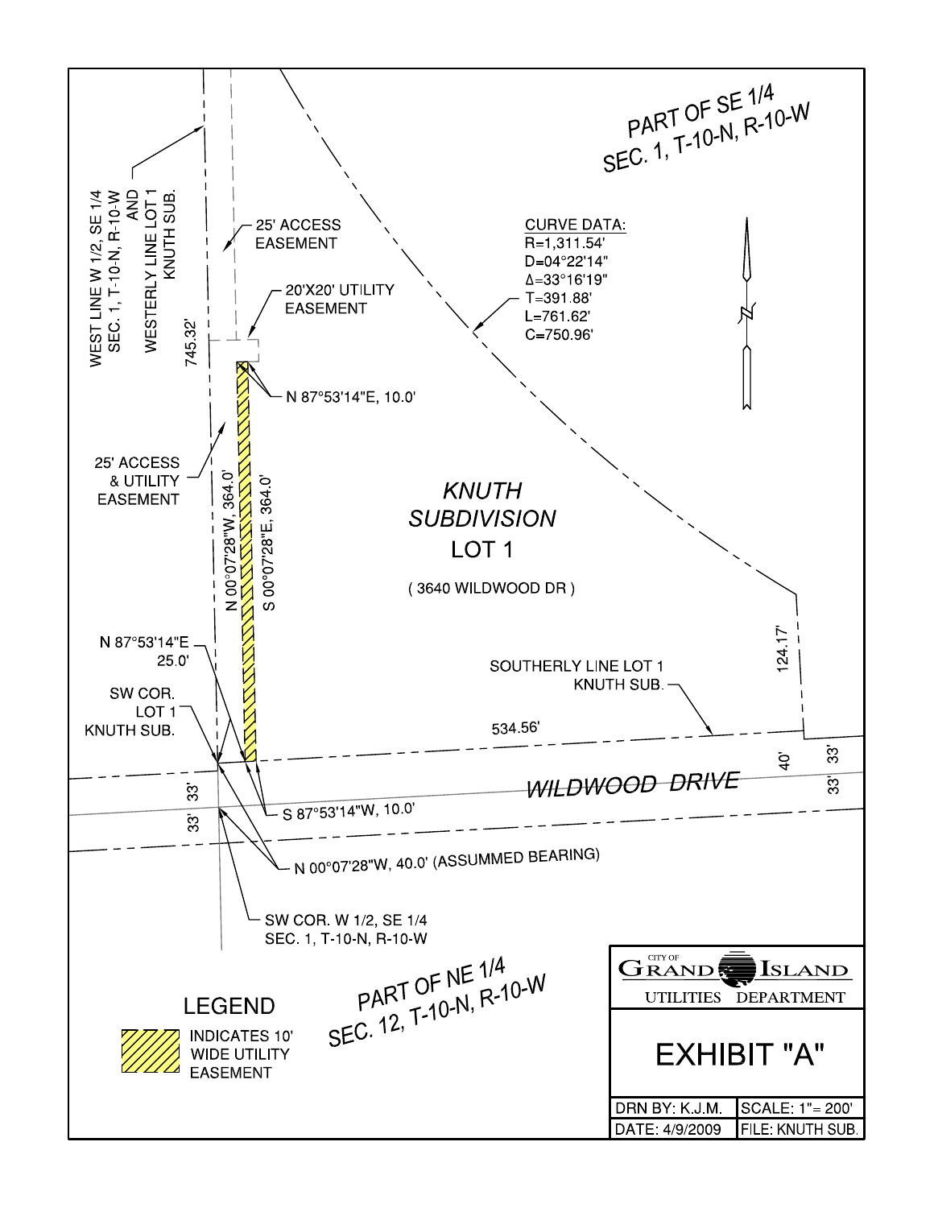PART OF SE 1/4
SEC. 1, T-10-N, R-10-W

WEST LINE W 1/2, SE 1/4
SEC. 1, T-10-N, R-10-W
AND
WESTERLY LINE LOT 1
KNUTH SUB.

25' ACCESS
EASEMENT

20'X20' UTILITY
EASEMENT

CURVE DATA:
R=1,311.54'
D=04°22'14"
Δ=33°16'19"
T=391.88'
L=761.62'
C=750.96'

745.32'

N 87°53'14"E, 10.0'

25' ACCESS
& UTILITY
EASEMENT

N 00°07'28"W, 364.0'

S 00°07'28"E, 364.0'

KNUTH
SUBDIVISION
LOT 1

( 3640 WILDWOOD DR )

124.17'

N 87°53'14"E
25.0'

SOUTHERLY LINE LOT 1
KNUTH SUB.

SW COR.
LOT 1
KNUTH SUB.

534.56'

40'

33'

33'

WILDWOOD DRIVE

33'

33'

S 87°53'14"W, 10.0'

N 00°07'28"W, 40.0' (ASSUMMED BEARING)

SW COR. W 1/2, SE 1/4
SEC. 1, T-10-N, R-10-W

LEGEND

INDICATES 10'
WIDE UTILITY
EASEMENT

PART OF NE 1/4
SEC. 12, T-10-N, R-10-W

CITY OF GRAND ISLAND
UTILITIES DEPARTMENT

# EXHIBIT "A"

| | |
|---|---|
| DRN BY: K.J.M. | SCALE: 1"= 200' |
| DATE: 4/9/2009 | FILE: KNUTH SUB. |